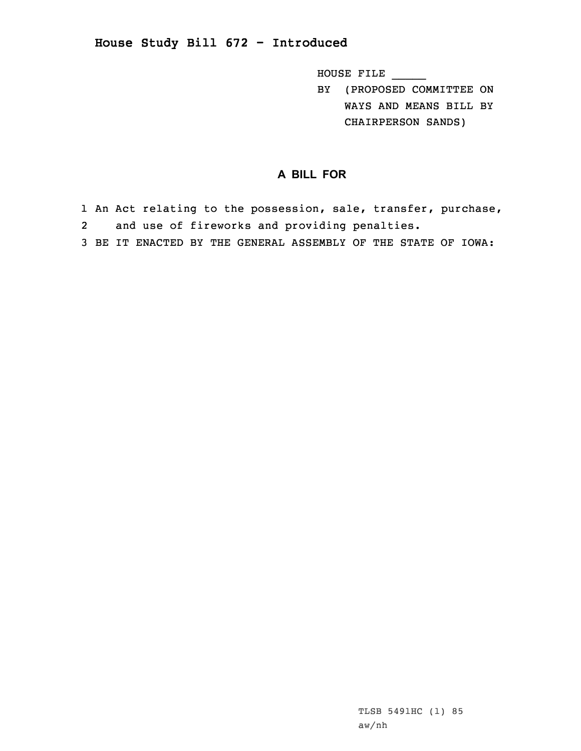# House Study Bill 672 - Introduced

HOUSE FILE _____

BY (PROPOSED COMMITTEE ON WAYS AND MEANS BILL BY CHAIRPERSON SANDS)

## A BILL FOR

1 An Act relating to the possession, sale, transfer, purchase,
2 and use of fireworks and providing penalties.
3 BE IT ENACTED BY THE GENERAL ASSEMBLY OF THE STATE OF IOWA:

TLSB 5491HC (1) 85
aw/nh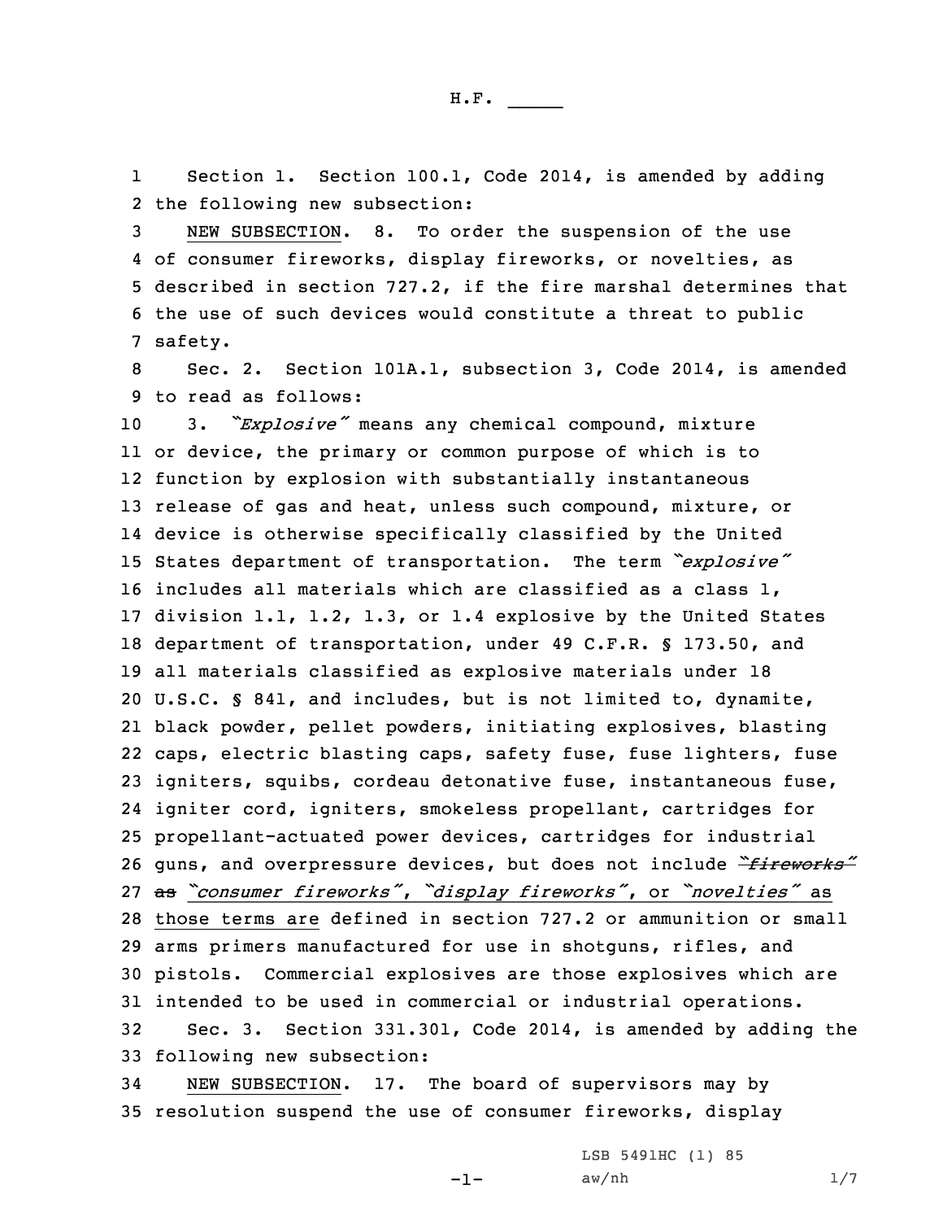Section 1. Section 100.1, Code 2014, is amended by adding the following new subsection:

NEW SUBSECTION. 8. To order the suspension of the use of consumer fireworks, display fireworks, or novelties, as described in section 727.2, if the fire marshal determines that the use of such devices would constitute a threat to public safety.

Sec. 2. Section 101A.1, subsection 3, Code 2014, is amended to read as follows:

3. *"Explosive"* means any chemical compound, mixture or device, the primary or common purpose of which is to function by explosion with substantially instantaneous release of gas and heat, unless such compound, mixture, or device is otherwise specifically classified by the United States department of transportation. The term *"explosive"* includes all materials which are classified as a class 1, division 1.1, 1.2, 1.3, or 1.4 explosive by the United States department of transportation, under 49 C.F.R. § 173.50, and all materials classified as explosive materials under 18 U.S.C. § 841, and includes, but is not limited to, dynamite, black powder, pellet powders, initiating explosives, blasting caps, electric blasting caps, safety fuse, fuse lighters, fuse igniters, squibs, cordeau detonative fuse, instantaneous fuse, igniter cord, igniters, smokeless propellant, cartridges for propellant-actuated power devices, cartridges for industrial guns, and overpressure devices, but does not include ~~*"fireworks"* as~~ <u>*"consumer fireworks"*, *"display fireworks"*, or *"novelties"* as those terms are</u> defined in section 727.2 or ammunition or small arms primers manufactured for use in shotguns, rifles, and pistols. Commercial explosives are those explosives which are intended to be used in commercial or industrial operations.

Sec. 3. Section 331.301, Code 2014, is amended by adding the following new subsection:

NEW SUBSECTION. 17. The board of supervisors may by resolution suspend the use of consumer fireworks, display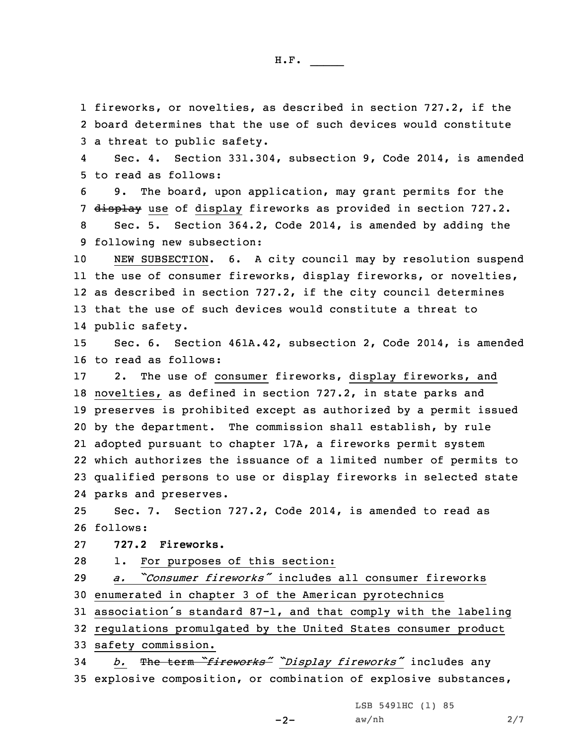fireworks, or novelties, as described in section 727.2, if the board determines that the use of such devices would constitute a threat to public safety.

Sec. 4. Section 331.304, subsection 9, Code 2014, is amended to read as follows:

9. The board, upon application, may grant permits for the ~~display~~ use of display fireworks as provided in section 727.2.

Sec. 5. Section 364.2, Code 2014, is amended by adding the following new subsection:

NEW SUBSECTION. 6. A city council may by resolution suspend the use of consumer fireworks, display fireworks, or novelties, as described in section 727.2, if the city council determines that the use of such devices would constitute a threat to public safety.

Sec. 6. Section 461A.42, subsection 2, Code 2014, is amended to read as follows:

2. The use of consumer fireworks, display fireworks, and novelties, as defined in section 727.2, in state parks and preserves is prohibited except as authorized by a permit issued by the department. The commission shall establish, by rule adopted pursuant to chapter 17A, a fireworks permit system which authorizes the issuance of a limited number of permits to qualified persons to use or display fireworks in selected state parks and preserves.

Sec. 7. Section 727.2, Code 2014, is amended to read as follows:

**727.2 Fireworks.**

1. For purposes of this section:

*a. "Consumer fireworks"* includes all consumer fireworks enumerated in chapter 3 of the American pyrotechnics association's standard 87-1, and that comply with the labeling regulations promulgated by the United States consumer product safety commission.

*b.* ~~The term "*fireworks*"~~ *"Display fireworks"* includes any explosive composition, or combination of explosive substances,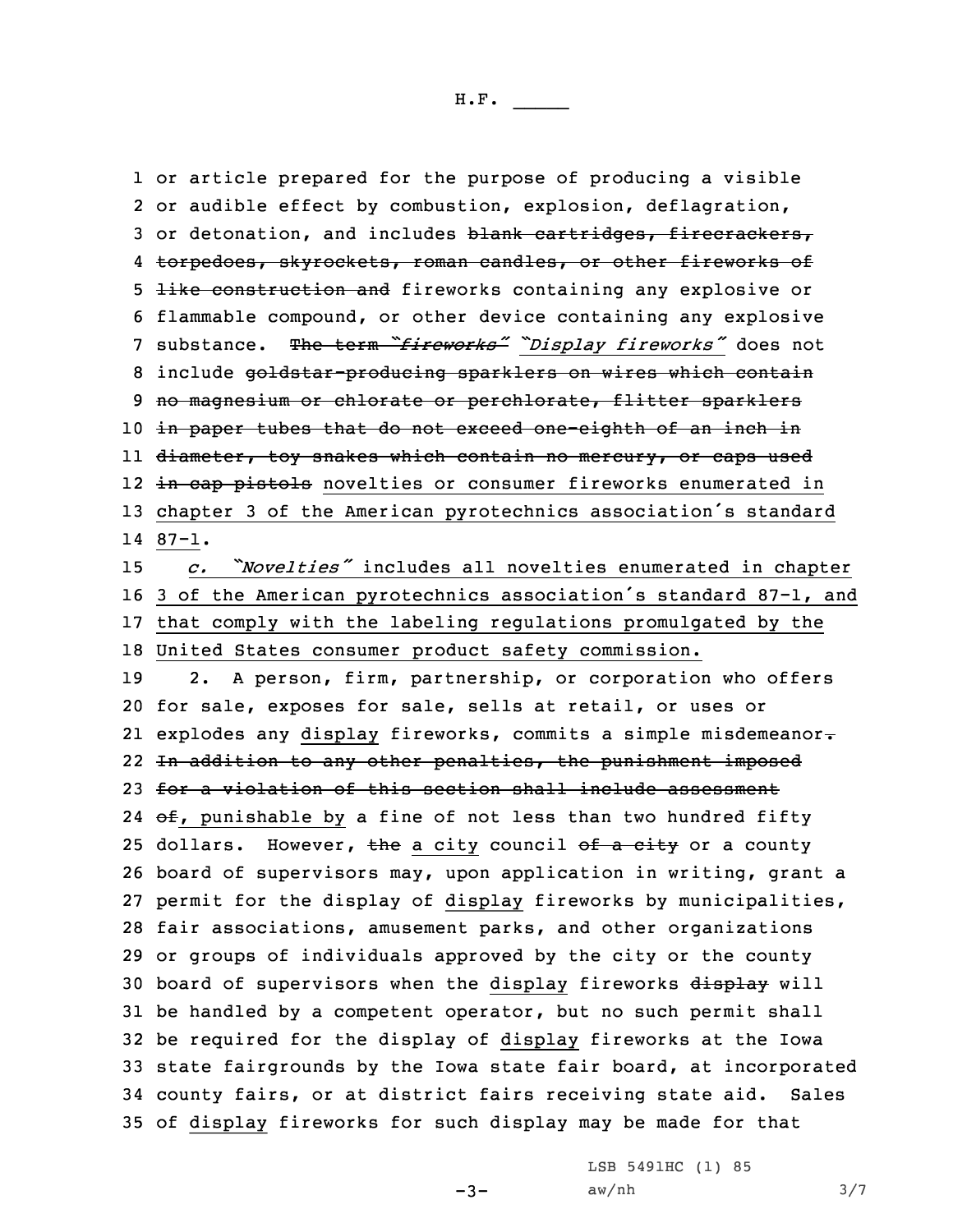or article prepared for the purpose of producing a visible or audible effect by combustion, explosion, deflagration, or detonation, and includes ~~blank cartridges, firecrackers, torpedoes, skyrockets, roman candles, or other fireworks of like construction and~~ fireworks containing any explosive or flammable compound, or other device containing any explosive substance. ~~The term *"fireworks"*~~ <u>*"Display fireworks"*</u> does not include ~~goldstar-producing sparklers on wires which contain no magnesium or chlorate or perchlorate, flitter sparklers in paper tubes that do not exceed one-eighth of an inch in diameter, toy snakes which contain no mercury, or caps used in cap pistols~~ <u>novelties or consumer fireworks enumerated in chapter 3 of the American pyrotechnics association's standard 87-1</u>.

<u>*c. "Novelties"* includes all novelties enumerated in chapter 3 of the American pyrotechnics association's standard 87-1, and that comply with the labeling regulations promulgated by the United States consumer product safety commission.</u>

2. A person, firm, partnership, or corporation who offers for sale, exposes for sale, sells at retail, or uses or explodes any <u>display</u> fireworks, commits a simple misdemeanor~~.~~ ~~In addition to any other penalties, the punishment imposed for a violation of this section shall include assessment of~~<u>, punishable by</u> a fine of not less than two hundred fifty dollars. However, ~~the~~ <u>a city</u> council ~~of a city~~ or a county board of supervisors may, upon application in writing, grant a permit for the display of <u>display</u> fireworks by municipalities, fair associations, amusement parks, and other organizations or groups of individuals approved by the city or the county board of supervisors when the <u>display</u> fireworks ~~display~~ will be handled by a competent operator, but no such permit shall be required for the display of <u>display</u> fireworks at the Iowa state fairgrounds by the Iowa state fair board, at incorporated county fairs, or at district fairs receiving state aid. Sales of <u>display</u> fireworks for such display may be made for that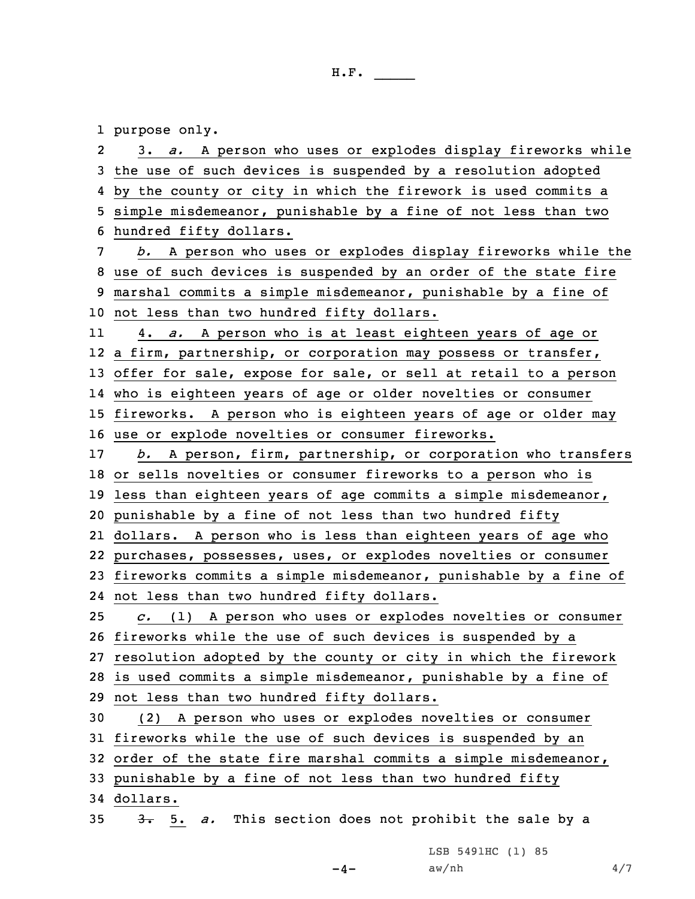purpose only.

3. *a.* A person who uses or explodes display fireworks while the use of such devices is suspended by a resolution adopted by the county or city in which the firework is used commits a simple misdemeanor, punishable by a fine of not less than two hundred fifty dollars.

*b.* A person who uses or explodes display fireworks while the use of such devices is suspended by an order of the state fire marshal commits a simple misdemeanor, punishable by a fine of not less than two hundred fifty dollars.

4. *a.* A person who is at least eighteen years of age or a firm, partnership, or corporation may possess or transfer, offer for sale, expose for sale, or sell at retail to a person who is eighteen years of age or older novelties or consumer fireworks. A person who is eighteen years of age or older may use or explode novelties or consumer fireworks.

*b.* A person, firm, partnership, or corporation who transfers or sells novelties or consumer fireworks to a person who is less than eighteen years of age commits a simple misdemeanor, punishable by a fine of not less than two hundred fifty dollars. A person who is less than eighteen years of age who purchases, possesses, uses, or explodes novelties or consumer fireworks commits a simple misdemeanor, punishable by a fine of not less than two hundred fifty dollars.

*c.* (1) A person who uses or explodes novelties or consumer fireworks while the use of such devices is suspended by a resolution adopted by the county or city in which the firework is used commits a simple misdemeanor, punishable by a fine of not less than two hundred fifty dollars.

(2) A person who uses or explodes novelties or consumer fireworks while the use of such devices is suspended by an order of the state fire marshal commits a simple misdemeanor, punishable by a fine of not less than two hundred fifty dollars.

~~3.~~ 5. *a.* This section does not prohibit the sale by a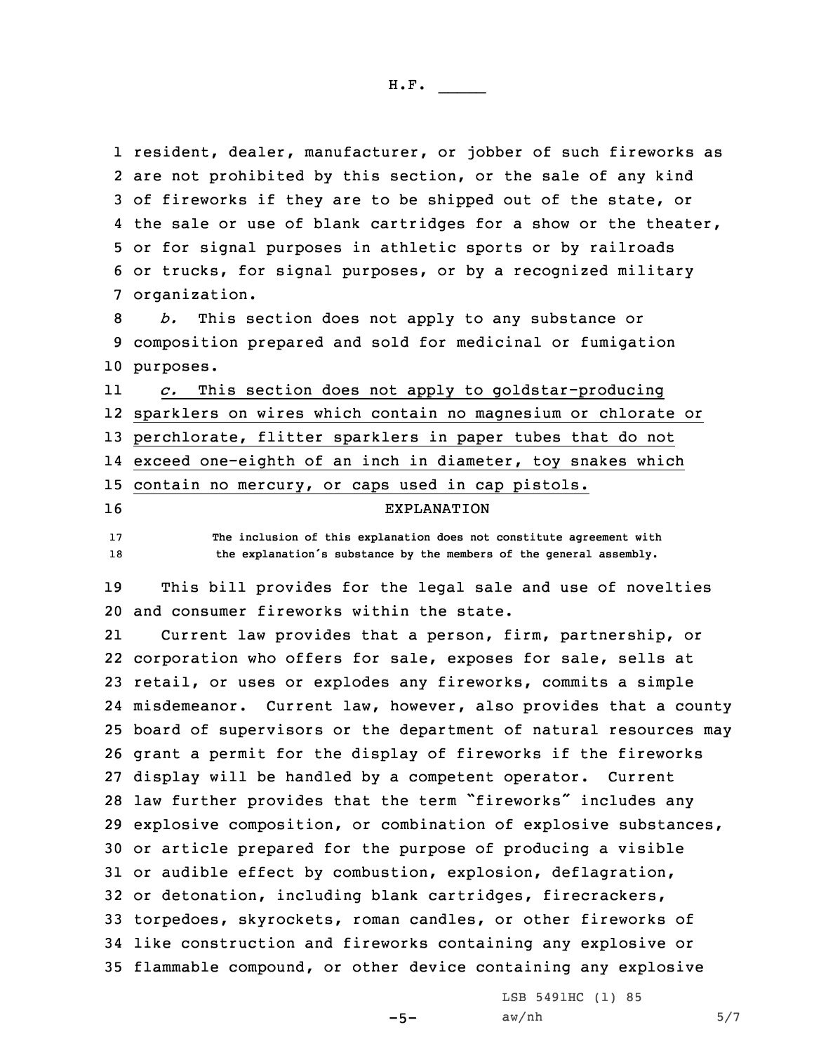resident, dealer, manufacturer, or jobber of such fireworks as are not prohibited by this section, or the sale of any kind of fireworks if they are to be shipped out of the state, or the sale or use of blank cartridges for a show or the theater, or for signal purposes in athletic sports or by railroads or trucks, for signal purposes, or by a recognized military organization.

*b.* This section does not apply to any substance or composition prepared and sold for medicinal or fumigation purposes.

*c.* This section does not apply to goldstar-producing sparklers on wires which contain no magnesium or chlorate or perchlorate, flitter sparklers in paper tubes that do not exceed one-eighth of an inch in diameter, toy snakes which contain no mercury, or caps used in cap pistols.

EXPLANATION

**The inclusion of this explanation does not constitute agreement with the explanation's substance by the members of the general assembly.**

This bill provides for the legal sale and use of novelties and consumer fireworks within the state.

Current law provides that a person, firm, partnership, or corporation who offers for sale, exposes for sale, sells at retail, or uses or explodes any fireworks, commits a simple misdemeanor. Current law, however, also provides that a county board of supervisors or the department of natural resources may grant a permit for the display of fireworks if the fireworks display will be handled by a competent operator. Current law further provides that the term "fireworks" includes any explosive composition, or combination of explosive substances, or article prepared for the purpose of producing a visible or audible effect by combustion, explosion, deflagration, or detonation, including blank cartridges, firecrackers, torpedoes, skyrockets, roman candles, or other fireworks of like construction and fireworks containing any explosive or flammable compound, or other device containing any explosive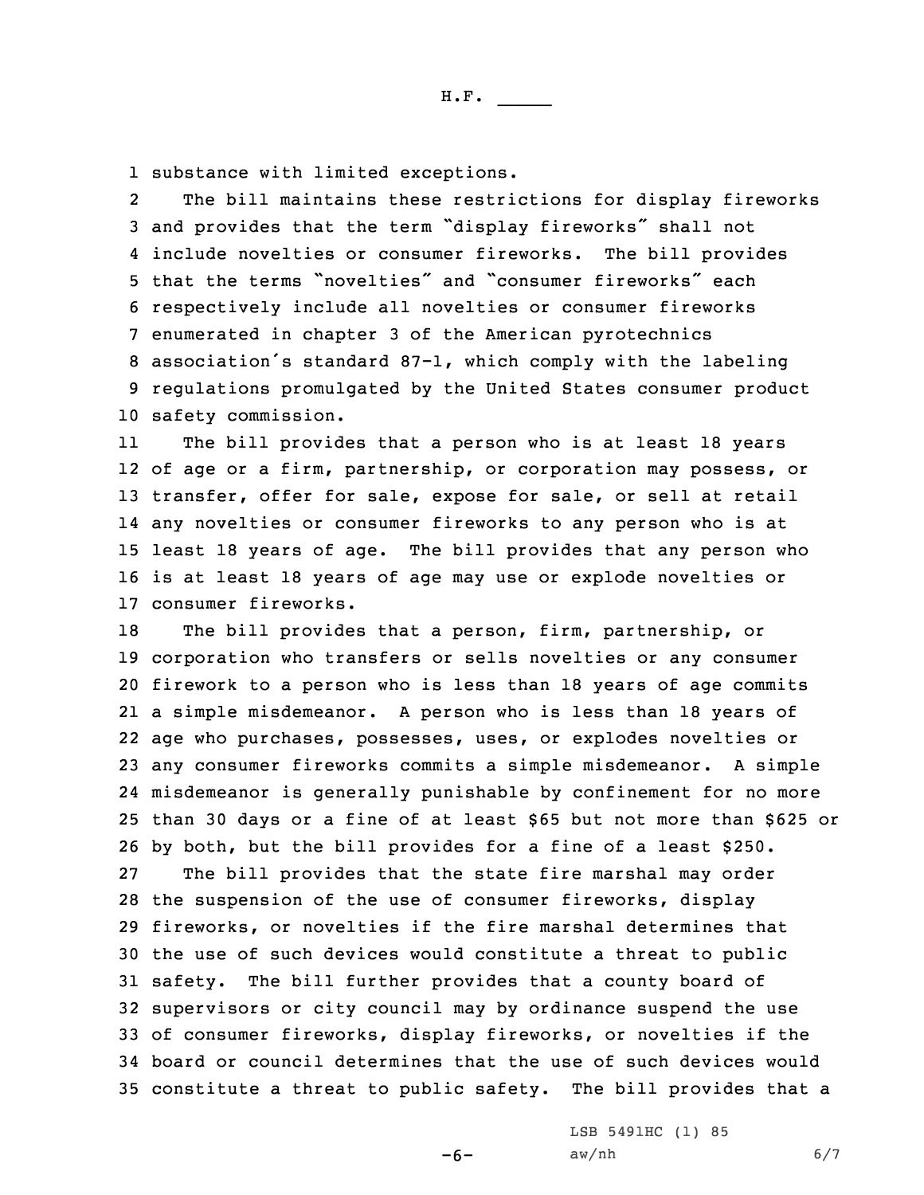substance with limited exceptions.

The bill maintains these restrictions for display fireworks and provides that the term "display fireworks" shall not include novelties or consumer fireworks. The bill provides that the terms "novelties" and "consumer fireworks" each respectively include all novelties or consumer fireworks enumerated in chapter 3 of the American pyrotechnics association's standard 87-1, which comply with the labeling regulations promulgated by the United States consumer product safety commission.

The bill provides that a person who is at least 18 years of age or a firm, partnership, or corporation may possess, or transfer, offer for sale, expose for sale, or sell at retail any novelties or consumer fireworks to any person who is at least 18 years of age. The bill provides that any person who is at least 18 years of age may use or explode novelties or consumer fireworks.

The bill provides that a person, firm, partnership, or corporation who transfers or sells novelties or any consumer firework to a person who is less than 18 years of age commits a simple misdemeanor. A person who is less than 18 years of age who purchases, possesses, uses, or explodes novelties or any consumer fireworks commits a simple misdemeanor. A simple misdemeanor is generally punishable by confinement for no more than 30 days or a fine of at least $65 but not more than $625 or by both, but the bill provides for a fine of a least $250.

The bill provides that the state fire marshal may order the suspension of the use of consumer fireworks, display fireworks, or novelties if the fire marshal determines that the use of such devices would constitute a threat to public safety. The bill further provides that a county board of supervisors or city council may by ordinance suspend the use of consumer fireworks, display fireworks, or novelties if the board or council determines that the use of such devices would constitute a threat to public safety. The bill provides that a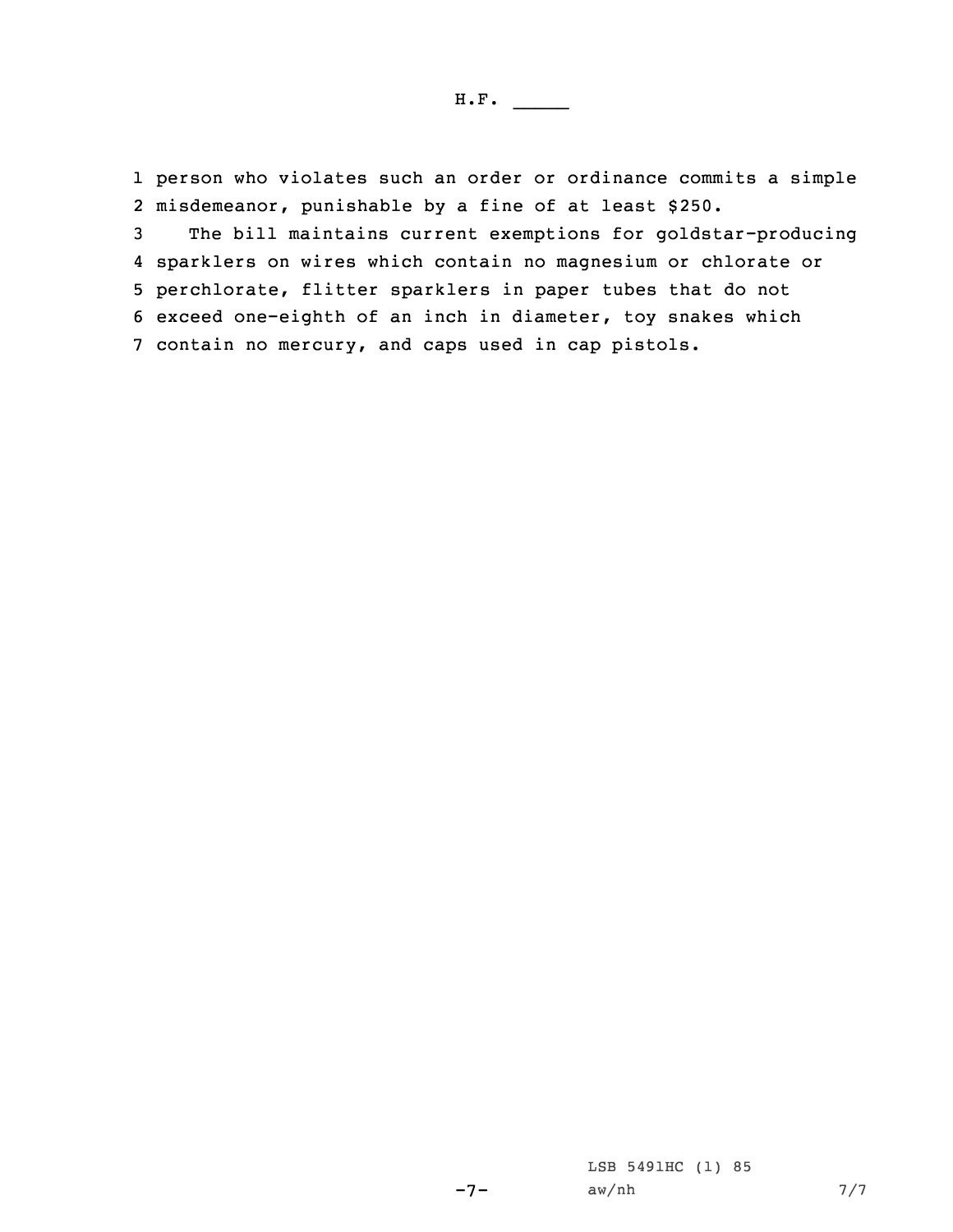person who violates such an order or ordinance commits a simple misdemeanor, punishable by a fine of at least $250.

The bill maintains current exemptions for goldstar-producing sparklers on wires which contain no magnesium or chlorate or perchlorate, flitter sparklers in paper tubes that do not exceed one-eighth of an inch in diameter, toy snakes which contain no mercury, and caps used in cap pistols.